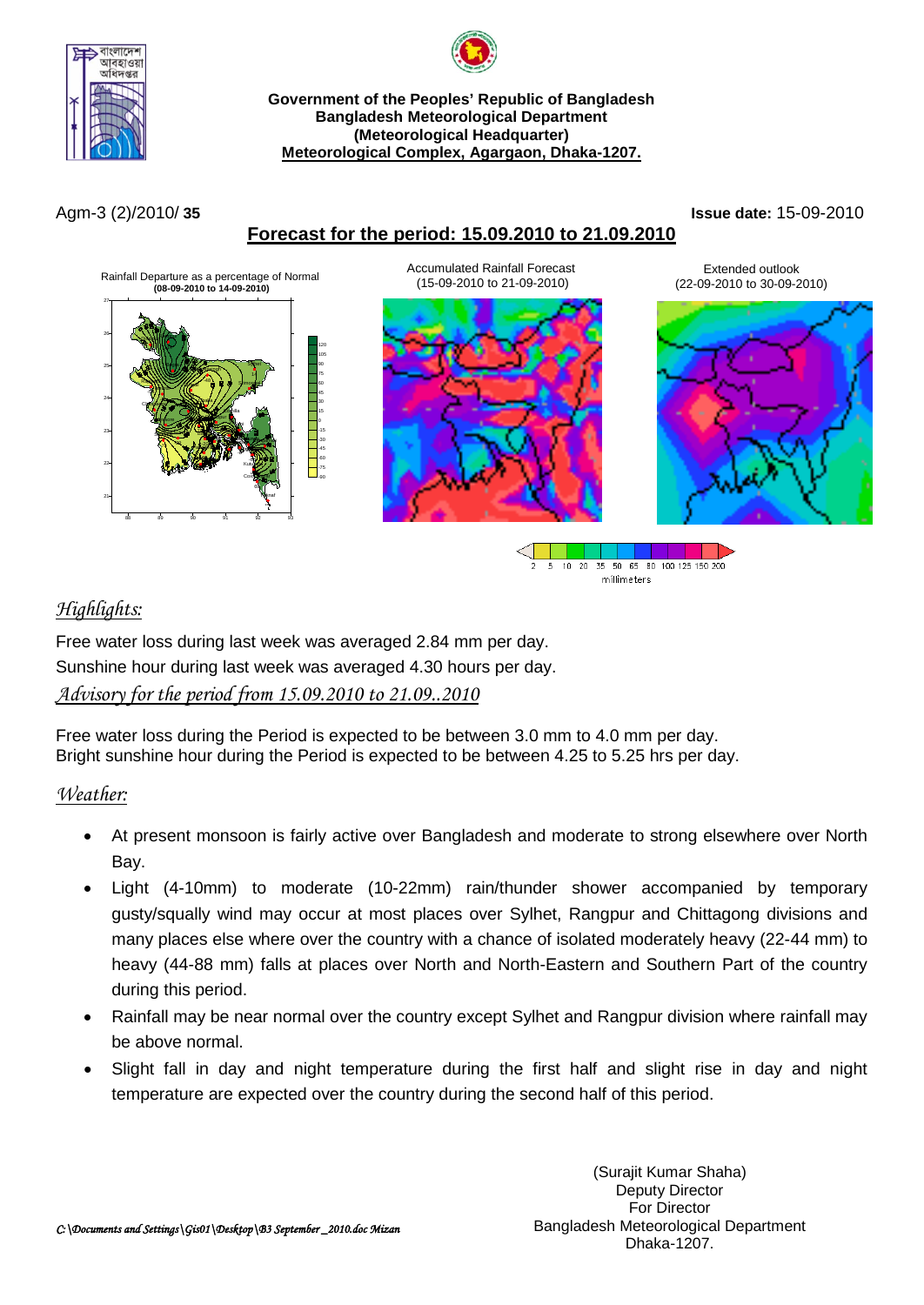**Government of the Peoples' Republic of Bangladesh**
**Bangladesh Meteorological Department**
**(Meteorological Headquarter)**
**Meteorological Complex, Agargaon, Dhaka-1207.**

Agm-3 (2)/2010/ **35** **Issue date:** 15-09-2010

## Forecast for the period: 15.09.2010 to 21.09.2010

Rainfall Departure as a percentage of Normal **(08-09-2010 to 14-09-2010)**

Accumulated Rainfall Forecast (15-09-2010 to 21-09-2010)

Extended outlook (22-09-2010 to 30-09-2010)

2 5 10 20 35 50 65 80 100 125 150 200
millimeters

## *Highlights:*

Free water loss during last week was averaged 2.84 mm per day.

Sunshine hour during last week was averaged 4.30 hours per day.

## *Advisory for the period from 15.09.2010 to 21.09..2010*

Free water loss during the Period is expected to be between 3.0 mm to 4.0 mm per day.
Bright sunshine hour during the Period is expected to be between 4.25 to 5.25 hrs per day.

## *Weather:*

- At present monsoon is fairly active over Bangladesh and moderate to strong elsewhere over North Bay.
- Light (4-10mm) to moderate (10-22mm) rain/thunder shower accompanied by temporary gusty/squally wind may occur at most places over Sylhet, Rangpur and Chittagong divisions and many places else where over the country with a chance of isolated moderately heavy (22-44 mm) to heavy (44-88 mm) falls at places over North and North-Eastern and Southern Part of the country during this period.
- Rainfall may be near normal over the country except Sylhet and Rangpur division where rainfall may be above normal.
- Slight fall in day and night temperature during the first half and slight rise in day and night temperature are expected over the country during the second half of this period.

(Surajit Kumar Shaha)
Deputy Director
For Director
Bangladesh Meteorological Department
Dhaka-1207.

*C:\Documents and Settings\Gis01\Desktop\B3 September _2010.doc Mizan*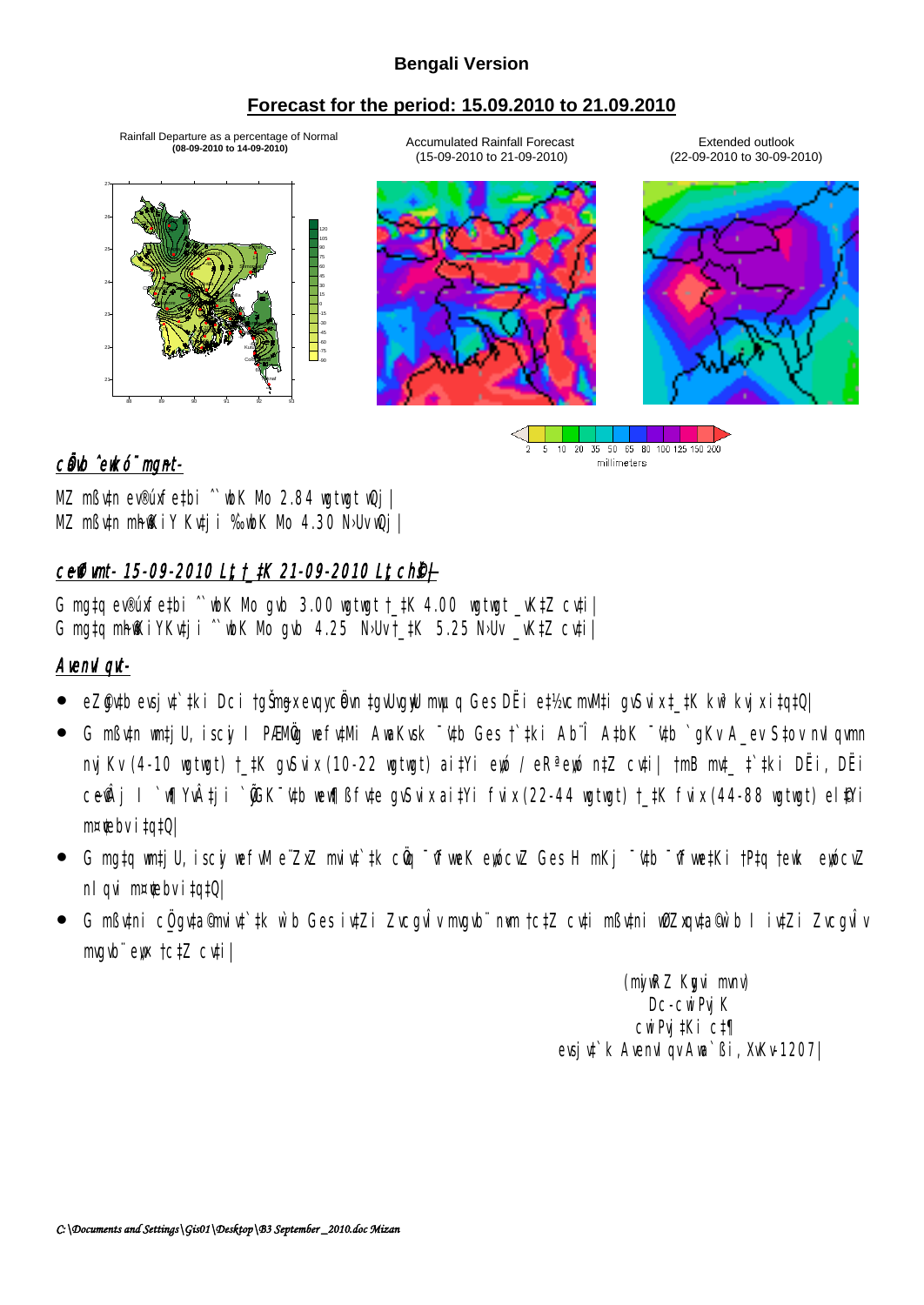**Bengali Version**

**Forecast for the period: 15.09.2010 to 21.09.2010**

Rainfall Departure as a percentage of Normal
(08-09-2010 to 14-09-2010)

Accumulated Rainfall Forecast
(15-09-2010 to 21-09-2010)

Extended outlook
(22-09-2010 to 30-09-2010)

2 5 10 20 35 50 65 80 100 125 150 200
millimeters

## cÖavb ˆewkó¨ mgnt-

MZ mßv‡n ev®úxfe‡bi ˆ`wbK Mo 2.84 wgtwgt wQj|
MZ mßv‡n m~h©wKiY Kv‡ji ‰`wbK Mo 4.30 N›Uv wQj|

## c~e©vfvmt- 15-09-2010 Lªxt †_‡K 21-09-2010 Lªxt ch©š—

G mg‡q ev®úxfe‡bi ˆ`wbK Mo gvb 3.00 wgtwgt †_‡K 4.00 wgtwgt _vK‡Z cv‡i|
G mg‡q m~h©wKiYKv‡ji ˆ`wbK Mo gvb 4.25 N›Uv †_‡K 5.25 N›Uv _vK‡Z cv‡i|

## AvenvIqvt-

- eZ©gv‡b evsjv‡`‡ki Dci †gŠm~gx evqyc‡Öevn †gvUvgywU mwµq Ges DËi e‡½vcmvM‡i gvSvix †_‡K kw³kvjx i‡q‡Q|
- G mßv‡n wm‡jU, iscyi I PÆMÖvg wefv‡Mi AwaKvsk ¯'v‡b Ges †`‡ki Ab¨Î A‡bK ¯'v‡b `gKv A_ev S‡ov nvIqvmn nvjKv (4-10 wgtwgt) †_‡K gvSvix (10-22 wgtwgt) ai‡Yi euniversity / eRªewó n‡Z cv‡i| †mB mv‡_ ‡`‡ki DËi, DËi c~e©vÂj I `wÿYvÂ‡ji `yÕGK ¯'v‡b wewÿßfv‡e gvSvix ai‡Yi fvix (22-44 wgtwgt) †_‡K fvix (44-88 wgtwgt) el©‡Yi m¤¢vebv i‡q‡Q|
- G mg‡q wm‡jU, iscyi wefv‡M e¨vcK mvivt‡`‡k cÖvq ¯'vfweK eycvZ Ges H mKj ¯'v‡b ¯'vfwe‡Ki †P‡q †ewk eycvZ nIqvi m¤¢vebv i‡q‡Q|
- G mßv‡ni cÖ_gv‡a©mviv‡`‡k w`b Ges iv‡Zi Zvcgvl̂v mvgvb¨ nªvm †c‡Z cv‡i mßv‡ni wØZxqv‡a©w`b I iv‡Zi Zvcgvl̂v mvgvb¨ e„w× †c‡Z cv‡i|

(mÿvR Kygvi mvnv)
Dc-cwiPvjK
cwiPvj‡Ki c‡¶
evsjv‡`k AvenvIqv Awa`ßi, XvKv-1207|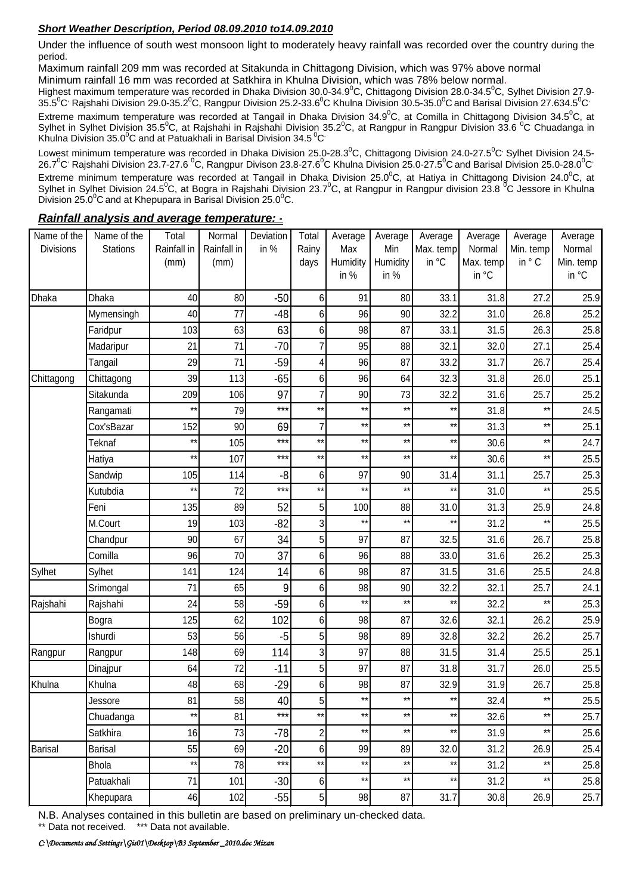***Short Weather Description, Period 08.09.2010 to14.09.2010***

Under the influence of south west monsoon light to moderately heavy rainfall was recorded over the country during the period.

Maximum rainfall 209 mm was recorded at Sitakunda in Chittagong Division, which was 97% above normal

Minimum rainfall 16 mm was recorded at Satkhira in Khulna Division, which was 78% below normal.

Highest maximum temperature was recorded in Dhaka Division 30.0-34.9$^0$C, Chittagong Division 28.0-34.5$^0$C, Sylhet Division 27.9-35.5$^0$C, Rajshahi Division 29.0-35.2$^0$C, Rangpur Division 25.2-33.6$^0$C Khulna Division 30.5-35.0$^0$C and Barisal Division 27.634.5$^0$C.

Extreme maximum temperature was recorded at Tangail in Dhaka Division 34.9$^0$C, at Comilla in Chittagong Division 34.5$^0$C, at Sylhet in Sylhet Division 35.5$^0$C, at Rajshahi in Rajshahi Division 35.2$^0$C, at Rangpur in Rangpur Division 33.6 $^0$C Chuadanga in Khulna Division 35.0$^0$C and at Patuakhali in Barisal Division 34.5 $^0$C.

Lowest minimum temperature was recorded in Dhaka Division 25.0-28.3$^0$C, Chittagong Division 24.0-27.5$^0$C, Sylhet Division 24.5-26.7$^0$C, Rajshahi Division 23.7-27.6 $^0$C, Rangpur Divison 23.8-27.6$^0$C Khulna Division 25.0-27.5$^0$C and Barisal Division 25.0-28.0$^0$C.

Extreme minimum temperature was recorded at Tangail in Dhaka Division 25.0$^0$C, at Hatiya in Chittagong Division 24.0$^0$C, at Sylhet in Sylhet Division 24.5$^0$C, at Bogra in Rajshahi Division 23.7$^0$C, at Rangpur in Rangpur division 23.8 $^0$C Jessore in Khulna Division 25.0$^0$C and at Khepupara in Barisal Division 25.0$^0$C.

***Rainfall analysis and average temperature: -***

| Name of the Divisions | Name of the Stations | Total Rainfall in (mm) | Normal Rainfall in (mm) | Deviation in % | Total Rainy days | Average Max Humidity in % | Average Min Humidity in % | Average Max. temp in °C | Average Normal Max. temp in °C | Average Min. temp in ° C | Average Normal Min. temp in °C |
|---|---|---|---|---|---|---|---|---|---|---|---|
| Dhaka | Dhaka | 40 | 80 | -50 | 6 | 91 | 80 | 33.1 | 31.8 | 27.2 | 25.9 |
| | Mymensingh | 40 | 77 | -48 | 6 | 96 | 90 | 32.2 | 31.0 | 26.8 | 25.2 |
| | Faridpur | 103 | 63 | 63 | 6 | 98 | 87 | 33.1 | 31.5 | 26.3 | 25.8 |
| | Madaripur | 21 | 71 | -70 | 7 | 95 | 88 | 32.1 | 32.0 | 27.1 | 25.4 |
| | Tangail | 29 | 71 | -59 | 4 | 96 | 87 | 33.2 | 31.7 | 26.7 | 25.4 |
| Chittagong | Chittagong | 39 | 113 | -65 | 6 | 96 | 64 | 32.3 | 31.8 | 26.0 | 25.1 |
| | Sitakunda | 209 | 106 | 97 | 7 | 90 | 73 | 32.2 | 31.6 | 25.7 | 25.2 |
| | Rangamati | ** | 79 | *** | ** | ** | ** | ** | 31.8 | ** | 24.5 |
| | Cox'sBazar | 152 | 90 | 69 | 7 | ** | ** | ** | 31.3 | ** | 25.1 |
| | Teknaf | ** | 105 | *** | ** | ** | ** | ** | 30.6 | ** | 24.7 |
| | Hatiya | ** | 107 | *** | ** | ** | ** | ** | 30.6 | ** | 25.5 |
| | Sandwip | 105 | 114 | -8 | 6 | 97 | 90 | 31.4 | 31.1 | 25.7 | 25.3 |
| | Kutubdia | ** | 72 | *** | ** | ** | ** | ** | 31.0 | ** | 25.5 |
| | Feni | 135 | 89 | 52 | 5 | 100 | 88 | 31.0 | 31.3 | 25.9 | 24.8 |
| | M.Court | 19 | 103 | -82 | 3 | ** | ** | ** | 31.2 | ** | 25.5 |
| | Chandpur | 90 | 67 | 34 | 5 | 97 | 87 | 32.5 | 31.6 | 26.7 | 25.8 |
| | Comilla | 96 | 70 | 37 | 6 | 96 | 88 | 33.0 | 31.6 | 26.2 | 25.3 |
| Sylhet | Sylhet | 141 | 124 | 14 | 6 | 98 | 87 | 31.5 | 31.6 | 25.5 | 24.8 |
| | Srimongal | 71 | 65 | 9 | 6 | 98 | 90 | 32.2 | 32.1 | 25.7 | 24.1 |
| Rajshahi | Rajshahi | 24 | 58 | -59 | 6 | ** | ** | ** | 32.2 | ** | 25.3 |
| | Bogra | 125 | 62 | 102 | 6 | 98 | 87 | 32.6 | 32.1 | 26.2 | 25.9 |
| | Ishurdi | 53 | 56 | -5 | 5 | 98 | 89 | 32.8 | 32.2 | 26.2 | 25.7 |
| Rangpur | Rangpur | 148 | 69 | 114 | 3 | 97 | 88 | 31.5 | 31.4 | 25.5 | 25.1 |
| | Dinajpur | 64 | 72 | -11 | 5 | 97 | 87 | 31.8 | 31.7 | 26.0 | 25.5 |
| Khulna | Khulna | 48 | 68 | -29 | 6 | 98 | 87 | 32.9 | 31.9 | 26.7 | 25.8 |
| | Jessore | 81 | 58 | 40 | 5 | ** | ** | ** | 32.4 | ** | 25.5 |
| | Chuadanga | ** | 81 | *** | ** | ** | ** | ** | 32.6 | ** | 25.7 |
| | Satkhira | 16 | 73 | -78 | 2 | ** | ** | ** | 31.9 | ** | 25.6 |
| Barisal | Barisal | 55 | 69 | -20 | 6 | 99 | 89 | 32.0 | 31.2 | 26.9 | 25.4 |
| | Bhola | ** | 78 | *** | ** | ** | ** | ** | 31.2 | ** | 25.8 |
| | Patuakhali | 71 | 101 | -30 | 6 | ** | ** | ** | 31.2 | ** | 25.8 |
| | Khepupara | 46 | 102 | -55 | 5 | 98 | 87 | 31.7 | 30.8 | 26.9 | 25.7 |

N.B. Analyses contained in this bulletin are based on preliminary un-checked data.

** Data not received. *** Data not available.

*C:\Documents and Settings\Gis01\Desktop\B3 September _2010.doc Mizan*